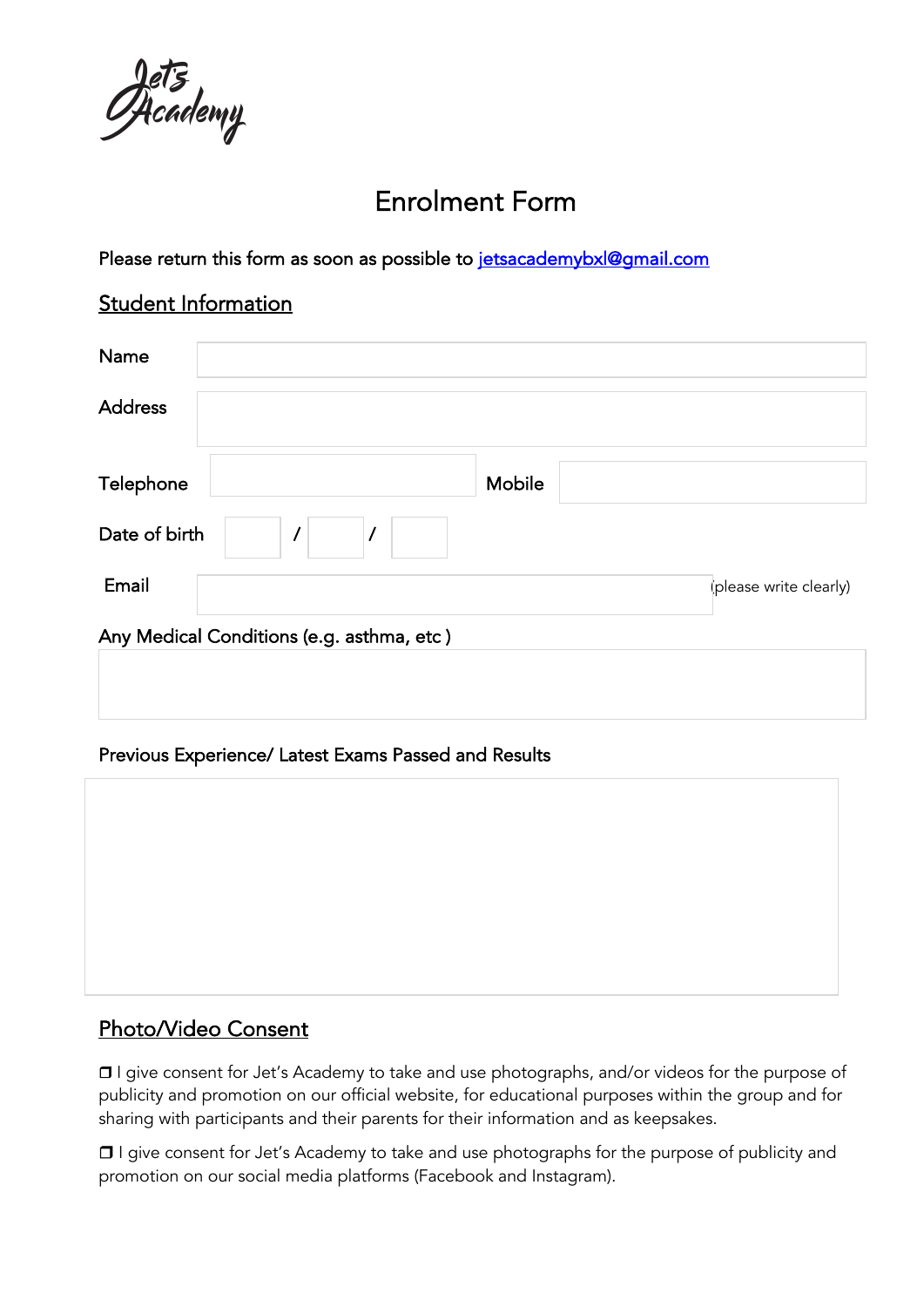Jet's Academy

# Enrolment Form

Please return this form as soon as possible to jetsacademybxl@gmail.com

## Student Information

| | | | |
|---|---|---|---|
| Name | | | |
| Address | | | |
| Telephone | | Mobile | |
| Date of birth | / / | | |
| Email | | (please write clearly) | |

Any Medical Conditions (e.g. asthma, etc )

Previous Experience/ Latest Exams Passed and Results

## Photo/Video Consent

❐ I give consent for Jet's Academy to take and use photographs, and/or videos for the purpose of publicity and promotion on our official website, for educational purposes within the group and for sharing with participants and their parents for their information and as keepsakes.

❐ I give consent for Jet's Academy to take and use photographs for the purpose of publicity and promotion on our social media platforms (Facebook and Instagram).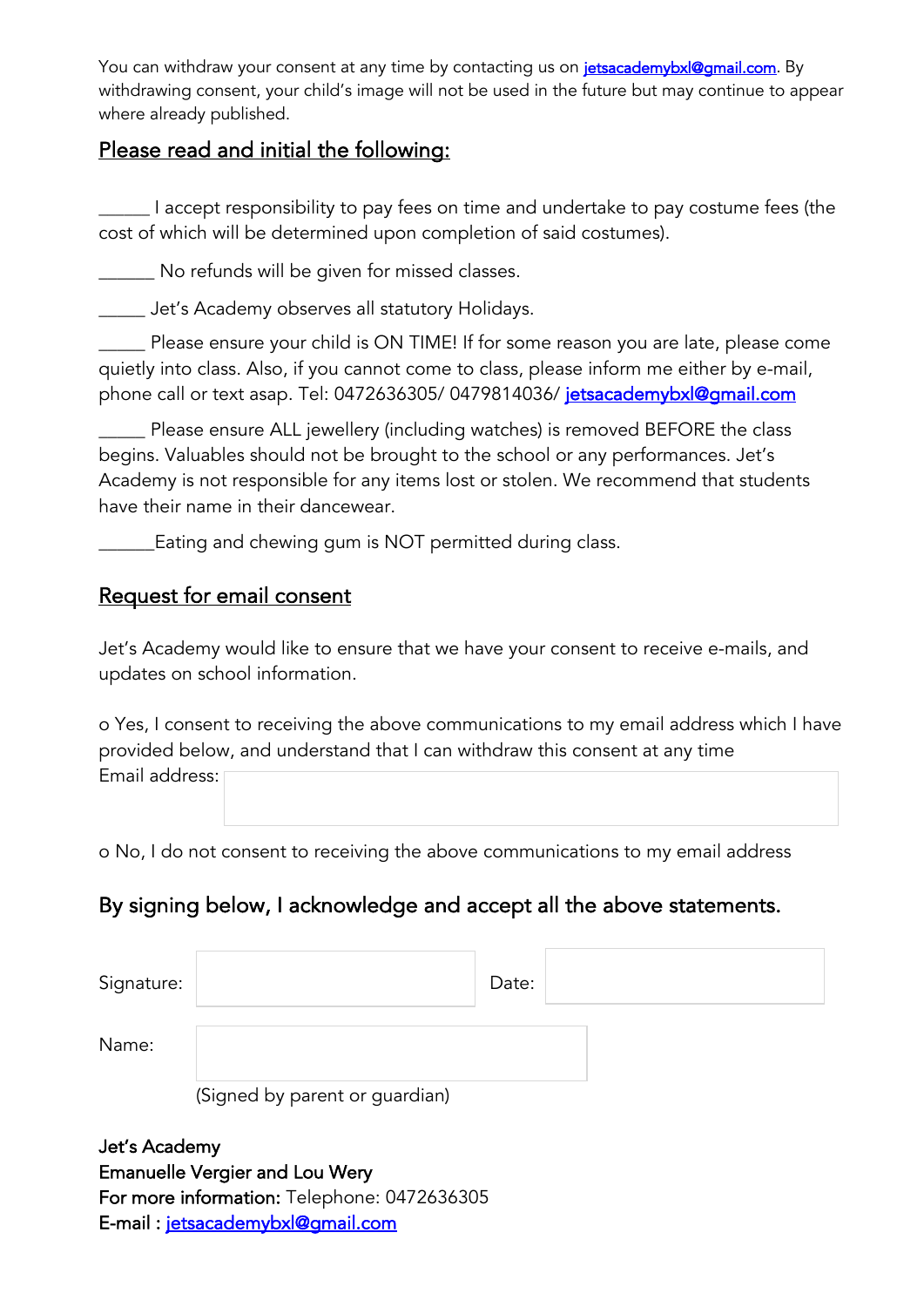You can withdraw your consent at any time by contacting us on jetsacademybxl@gmail.com. By withdrawing consent, your child's image will not be used in the future but may continue to appear where already published.

## Please read and initial the following:

______ I accept responsibility to pay fees on time and undertake to pay costume fees (the cost of which will be determined upon completion of said costumes).

______ No refunds will be given for missed classes.

_____ Jet's Academy observes all statutory Holidays.

_____ Please ensure your child is ON TIME! If for some reason you are late, please come quietly into class. Also, if you cannot come to class, please inform me either by e-mail, phone call or text asap. Tel: 0472636305/ 0479814036/ jetsacademybxl@gmail.com

_____ Please ensure ALL jewellery (including watches) is removed BEFORE the class begins. Valuables should not be brought to the school or any performances. Jet's Academy is not responsible for any items lost or stolen. We recommend that students have their name in their dancewear.

______Eating and chewing gum is NOT permitted during class.

## Request for email consent

Jet's Academy would like to ensure that we have your consent to receive e-mails, and updates on school information.

o Yes, I consent to receiving the above communications to my email address which I have provided below, and understand that I can withdraw this consent at any time

Email address: ______________________

o No, I do not consent to receiving the above communications to my email address

### By signing below, I acknowledge and accept all the above statements.

Signature: ______________________ Date: ______________________

Name: ______________________

(Signed by parent or guardian)

**Jet's Academy**
**Emanuelle Vergier and Lou Wery**
**For more information:** Telephone: 0472636305
**E-mail :** jetsacademybxl@gmail.com